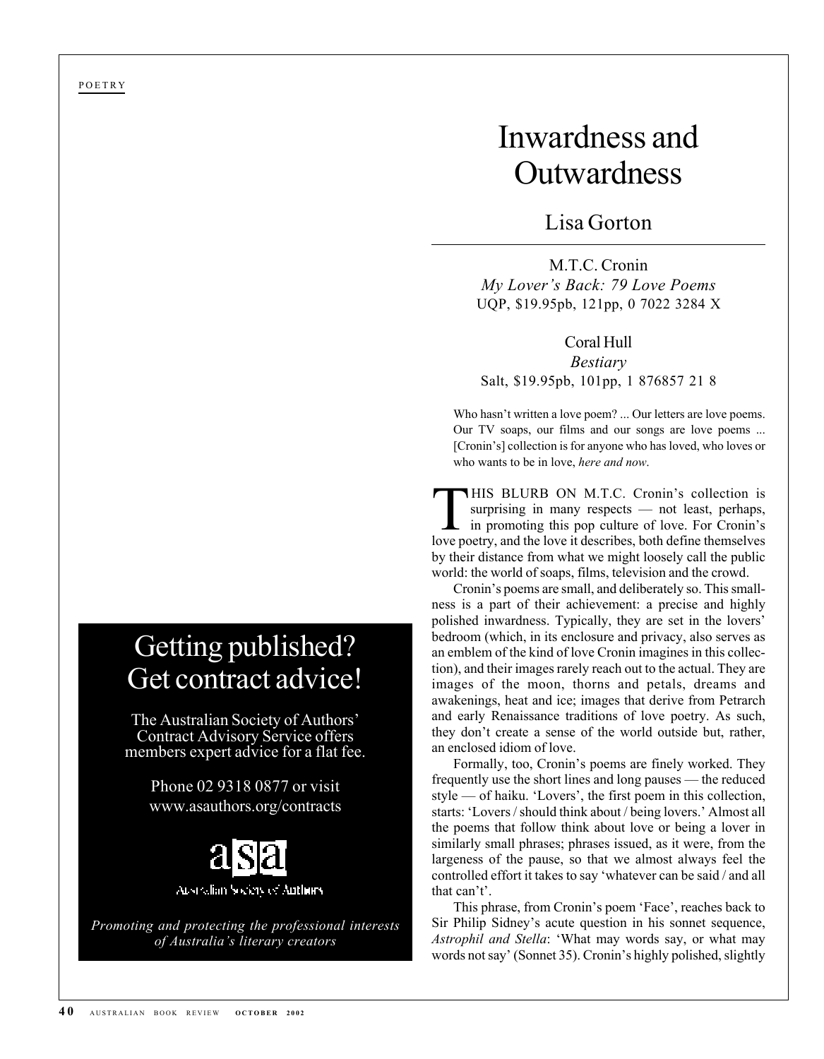POETRY

# Inwardness and Outwardness

## Lisa Gorton

M.T.C. Cronin
*My Lover's Back: 79 Love Poems*
UQP, $19.95pb, 121pp, 0 7022 3284 X

Coral Hull
*Bestiary*
Salt, $19.95pb, 101pp, 1 876857 21 8

> Who hasn't written a love poem? ... Our letters are love poems. Our TV soaps, our films and our songs are love poems ... [Cronin's] collection is for anyone who has loved, who loves or who wants to be in love, *here and now*.

THIS BLURB ON M.T.C. Cronin's collection is surprising in many respects — not least, perhaps, in promoting this pop culture of love. For Cronin's love poetry, and the love it describes, both define themselves by their distance from what we might loosely call the public world: the world of soaps, films, television and the crowd.

Cronin's poems are small, and deliberately so. This smallness is a part of their achievement: a precise and highly polished inwardness. Typically, they are set in the lovers' bedroom (which, in its enclosure and privacy, also serves as an emblem of the kind of love Cronin imagines in this collection), and their images rarely reach out to the actual. They are images of the moon, thorns and petals, dreams and awakenings, heat and ice; images that derive from Petrarch and early Renaissance traditions of love poetry. As such, they don't create a sense of the world outside but, rather, an enclosed idiom of love.

Formally, too, Cronin's poems are finely worked. They frequently use the short lines and long pauses — the reduced style — of haiku. 'Lovers', the first poem in this collection, starts: 'Lovers / should think about / being lovers.' Almost all the poems that follow think about love or being a lover in similarly small phrases; phrases issued, as it were, from the largeness of the pause, so that we almost always feel the controlled effort it takes to say 'whatever can be said / and all that can't'.

This phrase, from Cronin's poem 'Face', reaches back to Sir Philip Sidney's acute question in his sonnet sequence, *Astrophil and Stella*: 'What may words say, or what may words not say' (Sonnet 35). Cronin's highly polished, slightly

Getting published? Get contract advice!

The Australian Society of Authors' Contract Advisory Service offers members expert advice for a flat fee.

Phone 02 9318 0877 or visit www.asauthors.org/contracts

asa
Australian Society of Authors

*Promoting and protecting the professional interests of Australia's literary creators*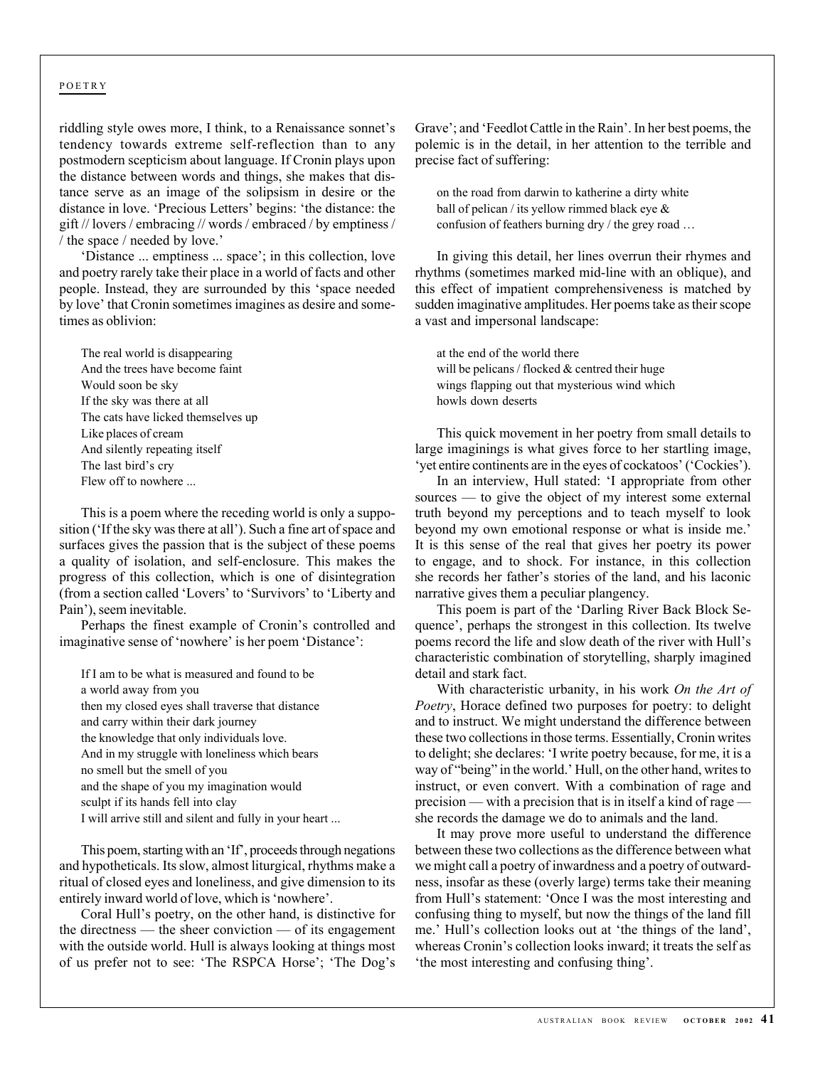riddling style owes more, I think, to a Renaissance sonnet's tendency towards extreme self-reflection than to any postmodern scepticism about language. If Cronin plays upon the distance between words and things, she makes that distance serve as an image of the solipsism in desire or the distance in love. 'Precious Letters' begins: 'the distance: the gift // lovers / embracing // words / embraced / by emptiness / / the space / needed by love.'

'Distance ... emptiness ... space'; in this collection, love and poetry rarely take their place in a world of facts and other people. Instead, they are surrounded by this 'space needed by love' that Cronin sometimes imagines as desire and sometimes as oblivion:

> The real world is disappearing
> And the trees have become faint
> Would soon be sky
> If the sky was there at all
> The cats have licked themselves up
> Like places of cream
> And silently repeating itself
> The last bird's cry
> Flew off to nowhere ...

This is a poem where the receding world is only a supposition ('If the sky was there at all'). Such a fine art of space and surfaces gives the passion that is the subject of these poems a quality of isolation, and self-enclosure. This makes the progress of this collection, which is one of disintegration (from a section called 'Lovers' to 'Survivors' to 'Liberty and Pain'), seem inevitable.

Perhaps the finest example of Cronin's controlled and imaginative sense of 'nowhere' is her poem 'Distance':

> If I am to be what is measured and found to be
> a world away from you
> then my closed eyes shall traverse that distance
> and carry within their dark journey
> the knowledge that only individuals love.
> And in my struggle with loneliness which bears
> no smell but the smell of you
> and the shape of you my imagination would
> sculpt if its hands fell into clay
> I will arrive still and silent and fully in your heart ...

This poem, starting with an 'If', proceeds through negations and hypotheticals. Its slow, almost liturgical, rhythms make a ritual of closed eyes and loneliness, and give dimension to its entirely inward world of love, which is 'nowhere'.

Coral Hull's poetry, on the other hand, is distinctive for the directness — the sheer conviction — of its engagement with the outside world. Hull is always looking at things most of us prefer not to see: 'The RSPCA Horse'; 'The Dog's Grave'; and 'Feedlot Cattle in the Rain'. In her best poems, the polemic is in the detail, in her attention to the terrible and precise fact of suffering:

> on the road from darwin to katherine a dirty white
> ball of pelican / its yellow rimmed black eye &
> confusion of feathers burning dry / the grey road …

In giving this detail, her lines overrun their rhymes and rhythms (sometimes marked mid-line with an oblique), and this effect of impatient comprehensiveness is matched by sudden imaginative amplitudes. Her poems take as their scope a vast and impersonal landscape:

> at the end of the world there
> will be pelicans / flocked & centred their huge
> wings flapping out that mysterious wind which
> howls down deserts

This quick movement in her poetry from small details to large imaginings is what gives force to her startling image, 'yet entire continents are in the eyes of cockatoos' ('Cockies').

In an interview, Hull stated: 'I appropriate from other sources — to give the object of my interest some external truth beyond my perceptions and to teach myself to look beyond my own emotional response or what is inside me.' It is this sense of the real that gives her poetry its power to engage, and to shock. For instance, in this collection she records her father's stories of the land, and his laconic narrative gives them a peculiar plangency.

This poem is part of the 'Darling River Back Block Sequence', perhaps the strongest in this collection. Its twelve poems record the life and slow death of the river with Hull's characteristic combination of storytelling, sharply imagined detail and stark fact.

With characteristic urbanity, in his work *On the Art of Poetry*, Horace defined two purposes for poetry: to delight and to instruct. We might understand the difference between these two collections in those terms. Essentially, Cronin writes to delight; she declares: 'I write poetry because, for me, it is a way of "being" in the world.' Hull, on the other hand, writes to instruct, or even convert. With a combination of rage and precision — with a precision that is in itself a kind of rage — she records the damage we do to animals and the land.

It may prove more useful to understand the difference between these two collections as the difference between what we might call a poetry of inwardness and a poetry of outwardness, insofar as these (overly large) terms take their meaning from Hull's statement: 'Once I was the most interesting and confusing thing to myself, but now the things of the land fill me.' Hull's collection looks out at 'the things of the land', whereas Cronin's collection looks inward; it treats the self as 'the most interesting and confusing thing'.